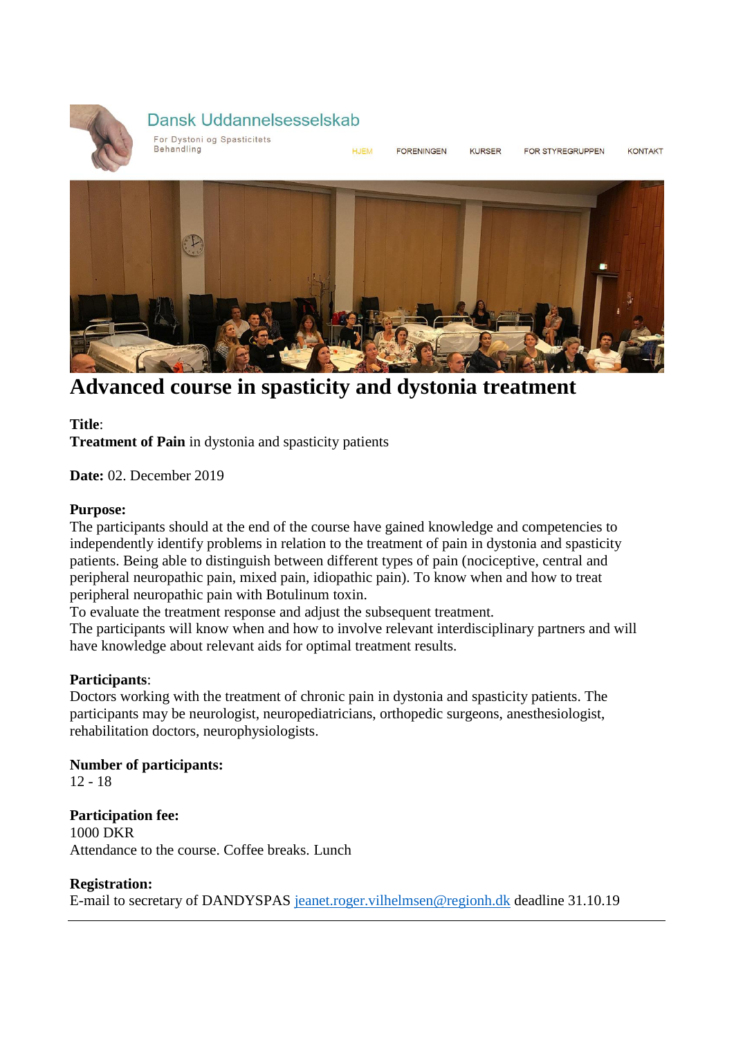Dansk Uddannelsesselskab

For Dystoni og Spasticitets Behandling

HJEM FORENINGEN KURSER FOR STYREGRUPPEN KONTAKT

# Advanced course in spasticity and dystonia treatment

**Title**:
**Treatment of Pain** in dystonia and spasticity patients

**Date:** 02. December 2019

**Purpose:**
The participants should at the end of the course have gained knowledge and competencies to independently identify problems in relation to the treatment of pain in dystonia and spasticity patients. Being able to distinguish between different types of pain (nociceptive, central and peripheral neuropathic pain, mixed pain, idiopathic pain). To know when and how to treat peripheral neuropathic pain with Botulinum toxin.
To evaluate the treatment response and adjust the subsequent treatment.
The participants will know when and how to involve relevant interdisciplinary partners and will have knowledge about relevant aids for optimal treatment results.

**Participants**:
Doctors working with the treatment of chronic pain in dystonia and spasticity patients. The participants may be neurologist, neuropediatricians, orthopedic surgeons, anesthesiologist, rehabilitation doctors, neurophysiologists.

**Number of participants:**
12 - 18

**Participation fee:**
1000 DKR
Attendance to the course. Coffee breaks. Lunch

**Registration:**
E-mail to secretary of DANDYSPAS jeanet.roger.vilhelmsen@regionh.dk deadline 31.10.19

---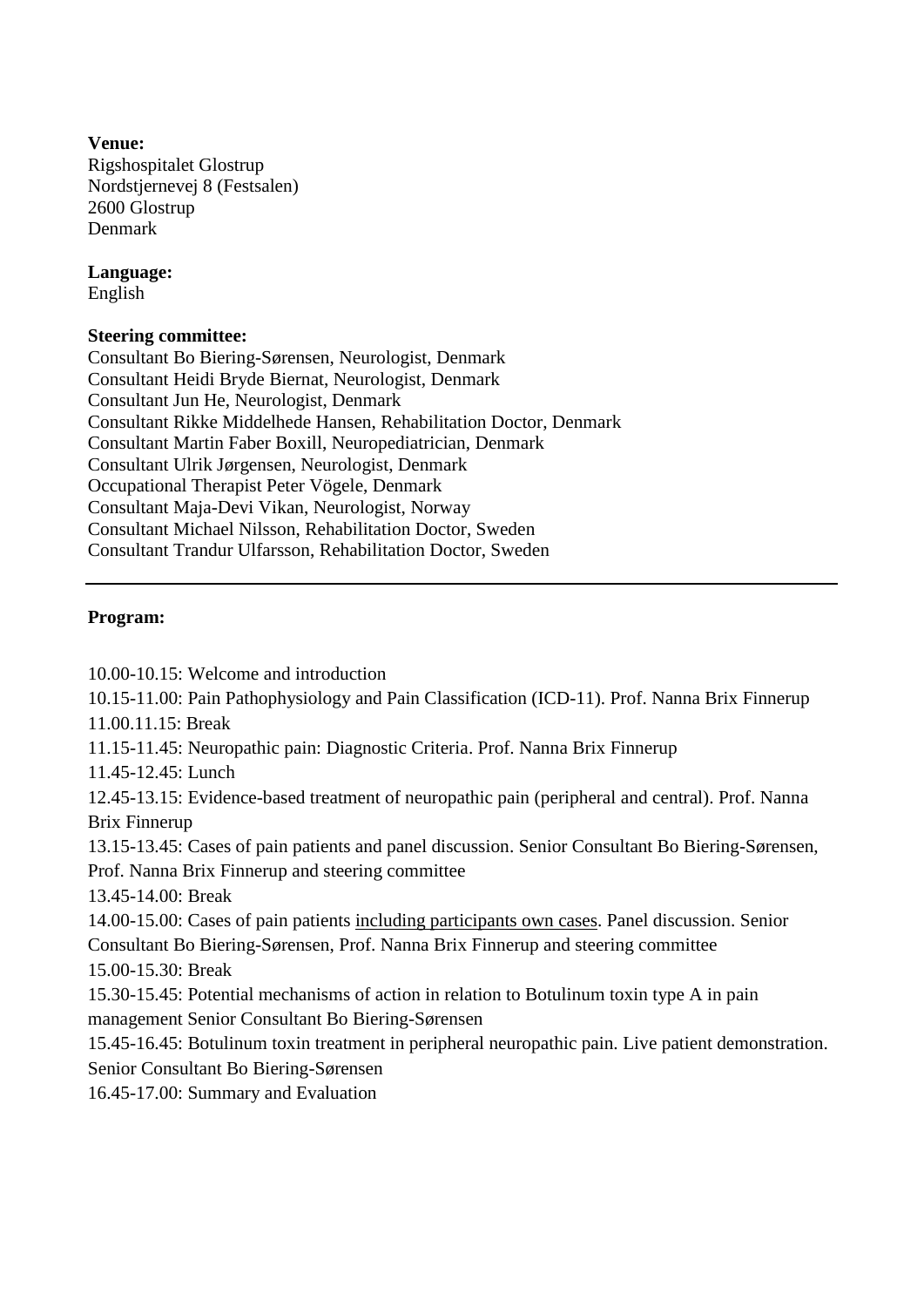**Venue:**
Rigshospitalet Glostrup
Nordstjernevej 8 (Festsalen)
2600 Glostrup
Denmark

**Language:**
English

**Steering committee:**
Consultant Bo Biering-Sørensen, Neurologist, Denmark
Consultant Heidi Bryde Biernat, Neurologist, Denmark
Consultant Jun He, Neurologist, Denmark
Consultant Rikke Middelhede Hansen, Rehabilitation Doctor, Denmark
Consultant Martin Faber Boxill, Neuropediatrician, Denmark
Consultant Ulrik Jørgensen, Neurologist, Denmark
Occupational Therapist Peter Vögele, Denmark
Consultant Maja-Devi Vikan, Neurologist, Norway
Consultant Michael Nilsson, Rehabilitation Doctor, Sweden
Consultant Trandur Ulfarsson, Rehabilitation Doctor, Sweden

---

**Program:**

10.00-10.15: Welcome and introduction

10.15-11.00: Pain Pathophysiology and Pain Classification (ICD-11). Prof. Nanna Brix Finnerup

11.00.11.15: Break

11.15-11.45: Neuropathic pain: Diagnostic Criteria. Prof. Nanna Brix Finnerup

11.45-12.45: Lunch

12.45-13.15: Evidence-based treatment of neuropathic pain (peripheral and central). Prof. Nanna Brix Finnerup

13.15-13.45: Cases of pain patients and panel discussion. Senior Consultant Bo Biering-Sørensen, Prof. Nanna Brix Finnerup and steering committee

13.45-14.00: Break

14.00-15.00: Cases of pain patients including participants own cases. Panel discussion. Senior Consultant Bo Biering-Sørensen, Prof. Nanna Brix Finnerup and steering committee

15.00-15.30: Break

15.30-15.45: Potential mechanisms of action in relation to Botulinum toxin type A in pain management Senior Consultant Bo Biering-Sørensen

15.45-16.45: Botulinum toxin treatment in peripheral neuropathic pain. Live patient demonstration. Senior Consultant Bo Biering-Sørensen

16.45-17.00: Summary and Evaluation